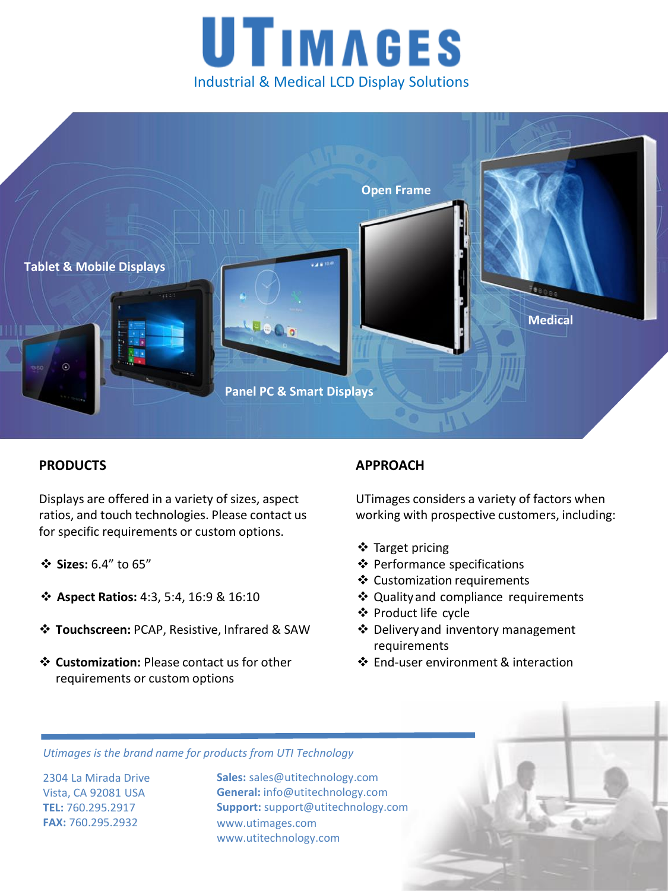# UTIMAGES

Industrial & Medical LCD Display Solutions

Tablet & Mobile Displays

Panel PC & Smart Displays

Open Frame

Medical

## PRODUCTS

Displays are offered in a variety of sizes, aspect ratios, and touch technologies. Please contact us for specific requirements or custom options.

- **Sizes:** 6.4” to 65”
- **Aspect Ratios:** 4:3, 5:4, 16:9 & 16:10
- **Touchscreen:** PCAP, Resistive, Infrared & SAW
- **Customization:** Please contact us for other requirements or custom options

## APPROACH

UTimages considers a variety of factors when working with prospective customers, including:

- Target pricing
- Performance specifications
- Customization requirements
- Quality and compliance requirements
- Product life cycle
- Delivery and inventory management requirements
- End-user environment & interaction

*Utimages is the brand name for products from UTI Technology*

2304 La Mirada Drive
Vista, CA 92081 USA
**TEL:** 760.295.2917
**FAX:** 760.295.2932

**Sales:** sales@utitechnology.com
**General:** info@utitechnology.com
**Support:** support@utitechnology.com
www.utimages.com
www.utitechnology.com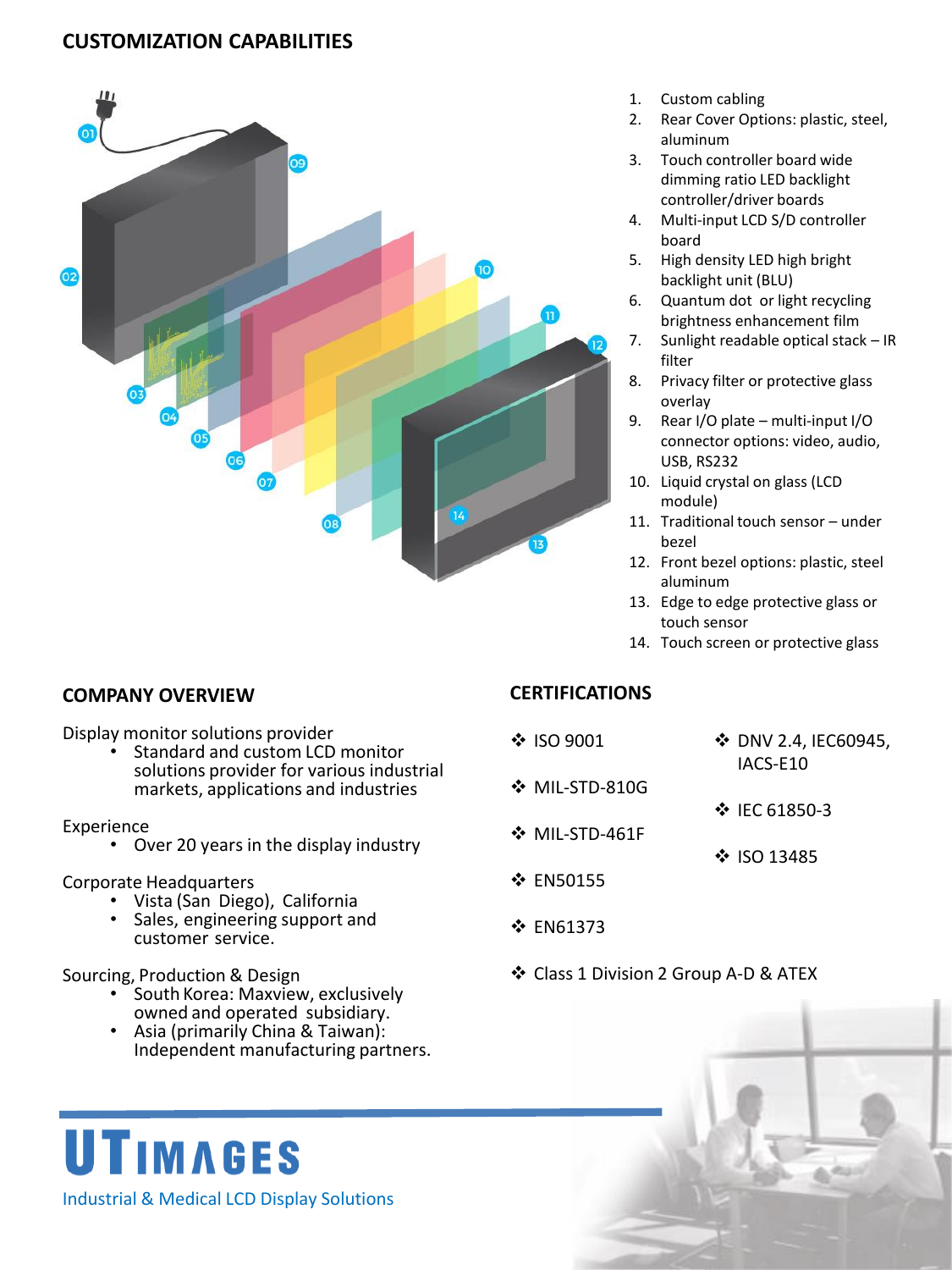## CUSTOMIZATION CAPABILITIES

1. Custom cabling
2. Rear Cover Options: plastic, steel, aluminum
3. Touch controller board wide dimming ratio LED backlight controller/driver boards
4. Multi-input LCD S/D controller board
5. High density LED high bright backlight unit (BLU)
6. Quantum dot or light recycling brightness enhancement film
7. Sunlight readable optical stack – IR filter
8. Privacy filter or protective glass overlay
9. Rear I/O plate – multi-input I/O connector options: video, audio, USB, RS232
10. Liquid crystal on glass (LCD module)
11. Traditional touch sensor – under bezel
12. Front bezel options: plastic, steel aluminum
13. Edge to edge protective glass or touch sensor
14. Touch screen or protective glass

## COMPANY OVERVIEW

Display monitor solutions provider

- Standard and custom LCD monitor solutions provider for various industrial markets, applications and industries

Experience

- Over 20 years in the display industry

Corporate Headquarters

- Vista (San Diego), California
- Sales, engineering support and customer service.

Sourcing, Production & Design

- South Korea: Maxview, exclusively owned and operated subsidiary.
- Asia (primarily China & Taiwan): Independent manufacturing partners.

## CERTIFICATIONS

- ISO 9001
- MIL-STD-810G
- MIL-STD-461F
- EN50155
- EN61373
- DNV 2.4, IEC60945, IACS-E10
- IEC 61850-3
- ISO 13485
- Class 1 Division 2 Group A-D & ATEX

**UTIMAGES**

Industrial & Medical LCD Display Solutions